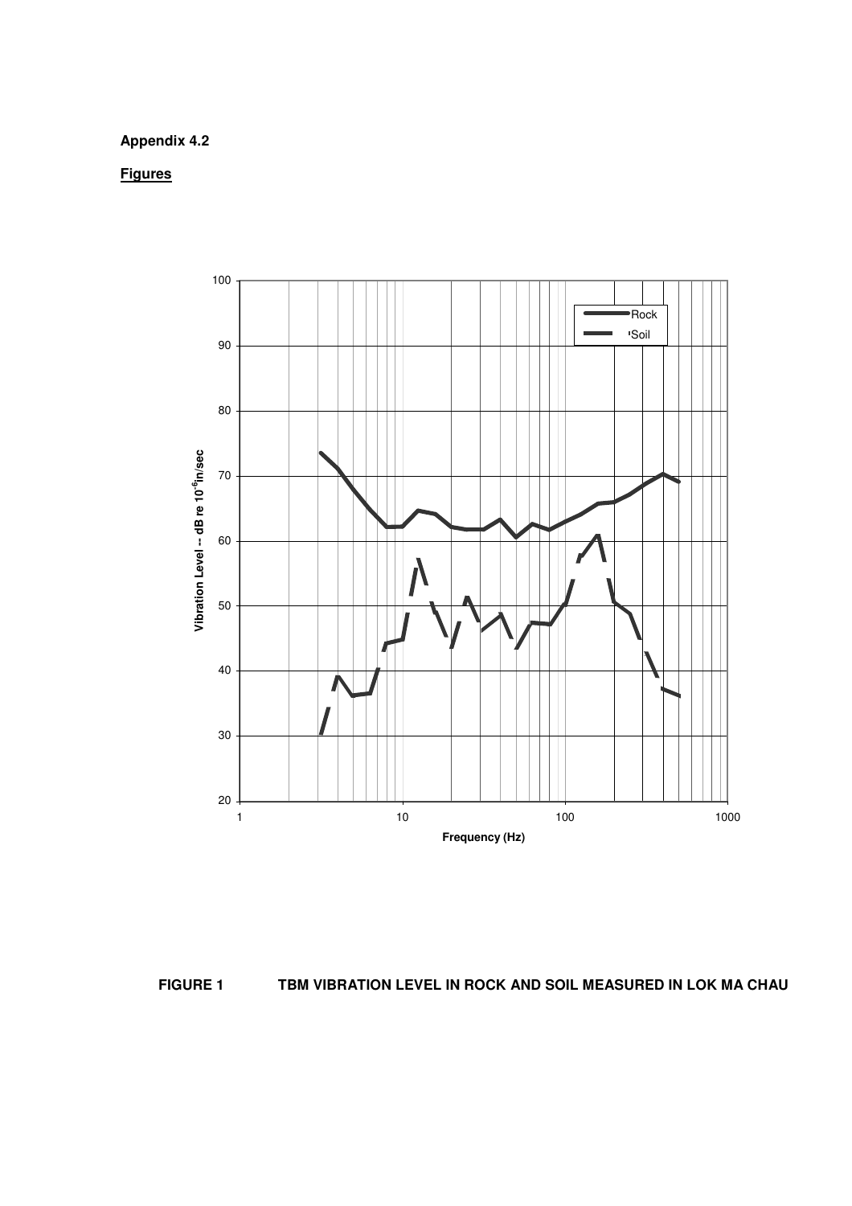**Appendix 4.2**

**Figures**

**FIGURE 1 TBM VIBRATION LEVEL IN ROCK AND SOIL MEASURED IN LOK MA CHAU**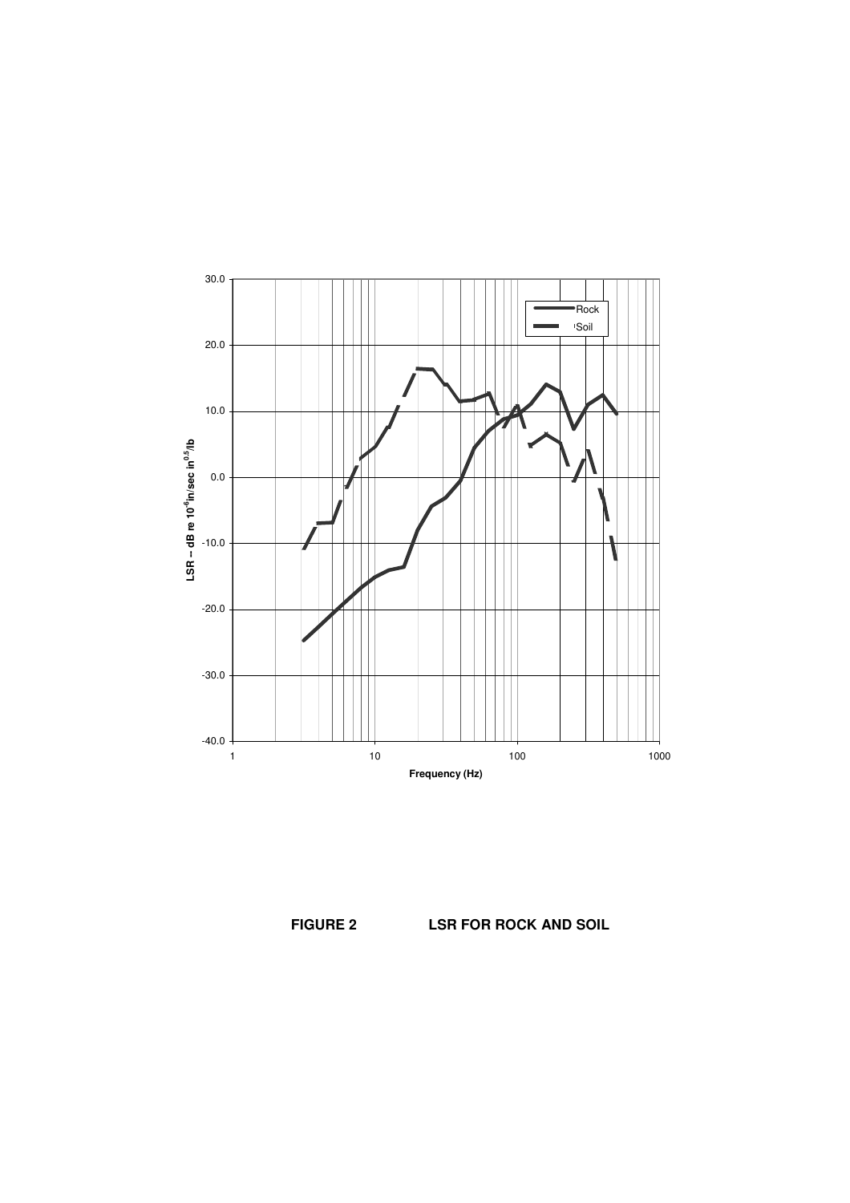**FIGURE 2 LSR FOR ROCK AND SOIL**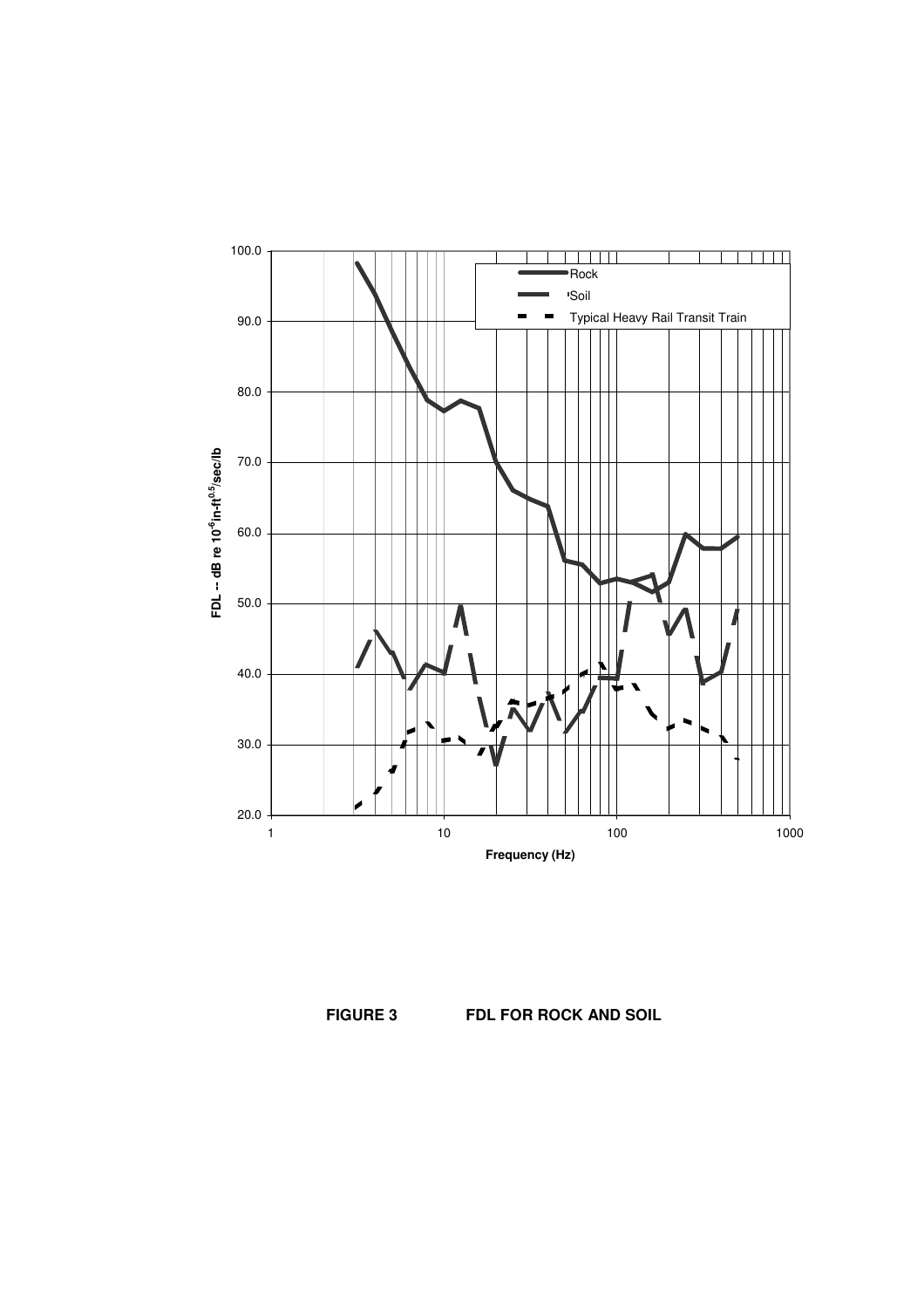**FIGURE 3 FDL FOR ROCK AND SOIL**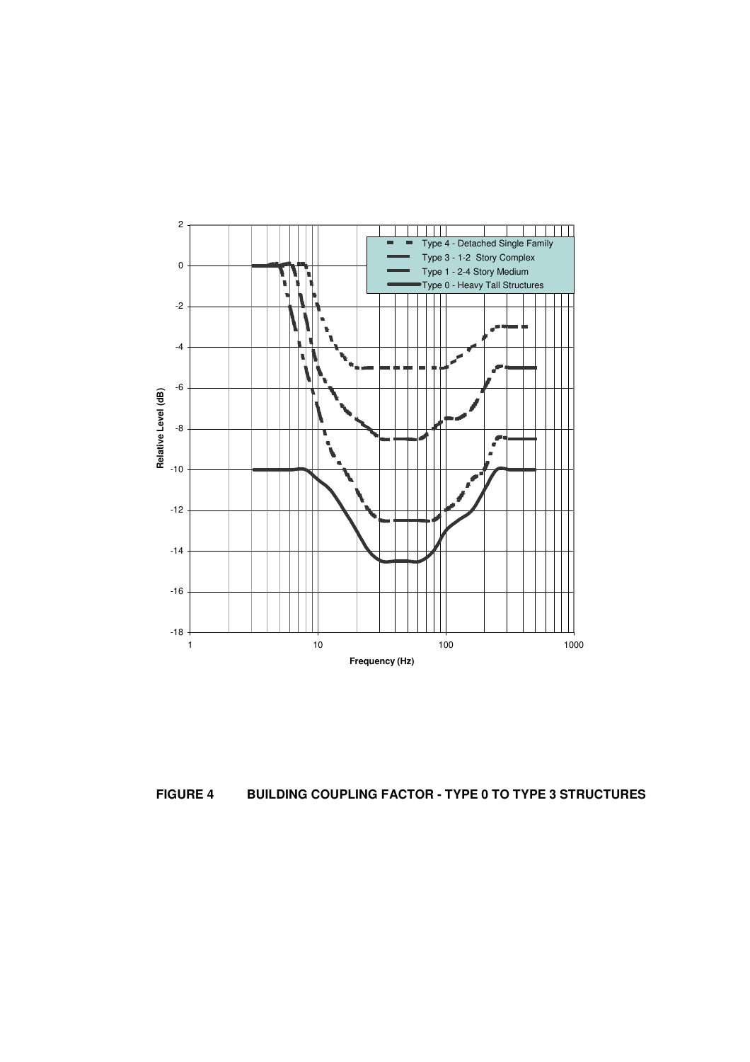**FIGURE 4 BUILDING COUPLING FACTOR - TYPE 0 TO TYPE 3 STRUCTURES**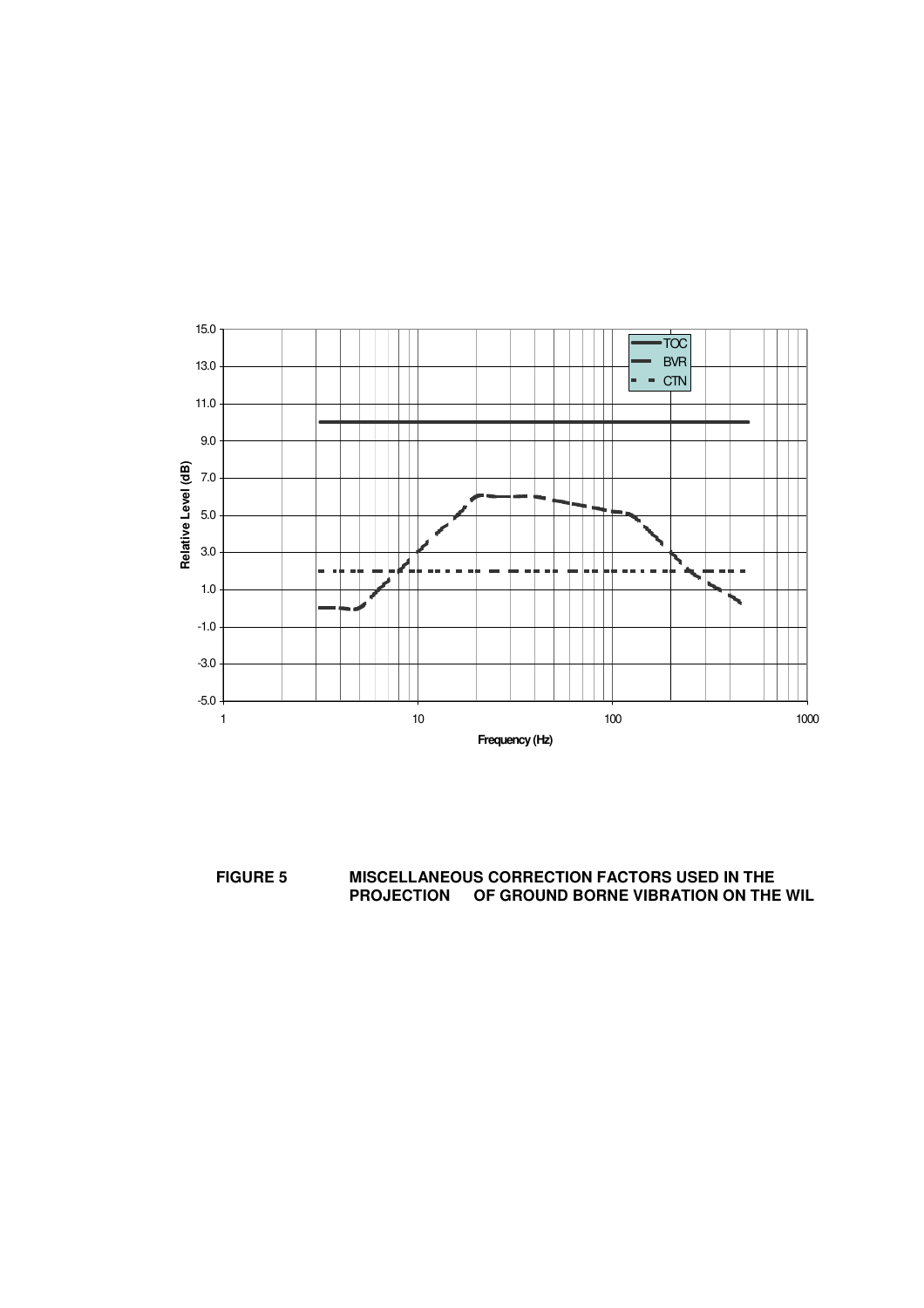15.0
13.0
11.0
9.0
7.0
5.0
3.0
1.0
-1.0
-3.0
-5.0

Relative Level (dB)

1
10
100
1000

Frequency (Hz)

TOC
BVR
CTN

**FIGURE 5 MISCELLANEOUS CORRECTION FACTORS USED IN THE PROJECTION OF GROUND BORNE VIBRATION ON THE WIL**